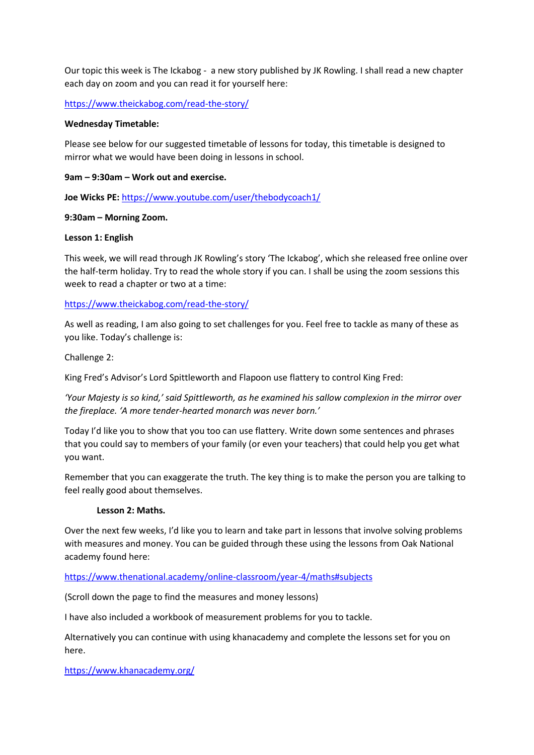Our topic this week is The Ickabog - a new story published by JK Rowling. I shall read a new chapter each day on zoom and you can read it for yourself here:

https://www.theickabog.com/read-the-story/

**Wednesday Timetable:**

Please see below for our suggested timetable of lessons for today, this timetable is designed to mirror what we would have been doing in lessons in school.

**9am – 9:30am – Work out and exercise.**

**Joe Wicks PE:** https://www.youtube.com/user/thebodycoach1/

**9:30am – Morning Zoom.**

**Lesson 1: English**

This week, we will read through JK Rowling's story 'The Ickabog', which she released free online over the half-term holiday. Try to read the whole story if you can. I shall be using the zoom sessions this week to read a chapter or two at a time:

https://www.theickabog.com/read-the-story/

As well as reading, I am also going to set challenges for you. Feel free to tackle as many of these as you like. Today's challenge is:

Challenge 2:

King Fred's Advisor's Lord Spittleworth and Flapoon use flattery to control King Fred:

*'Your Majesty is so kind,' said Spittleworth, as he examined his sallow complexion in the mirror over the fireplace. 'A more tender-hearted monarch was never born.'*

Today I'd like you to show that you too can use flattery. Write down some sentences and phrases that you could say to members of your family (or even your teachers) that could help you get what you want.

Remember that you can exaggerate the truth. The key thing is to make the person you are talking to feel really good about themselves.

**Lesson 2: Maths.**

Over the next few weeks, I'd like you to learn and take part in lessons that involve solving problems with measures and money. You can be guided through these using the lessons from Oak National academy found here:

https://www.thenational.academy/online-classroom/year-4/maths#subjects

(Scroll down the page to find the measures and money lessons)

I have also included a workbook of measurement problems for you to tackle.

Alternatively you can continue with using khanacademy and complete the lessons set for you on here.

https://www.khanacademy.org/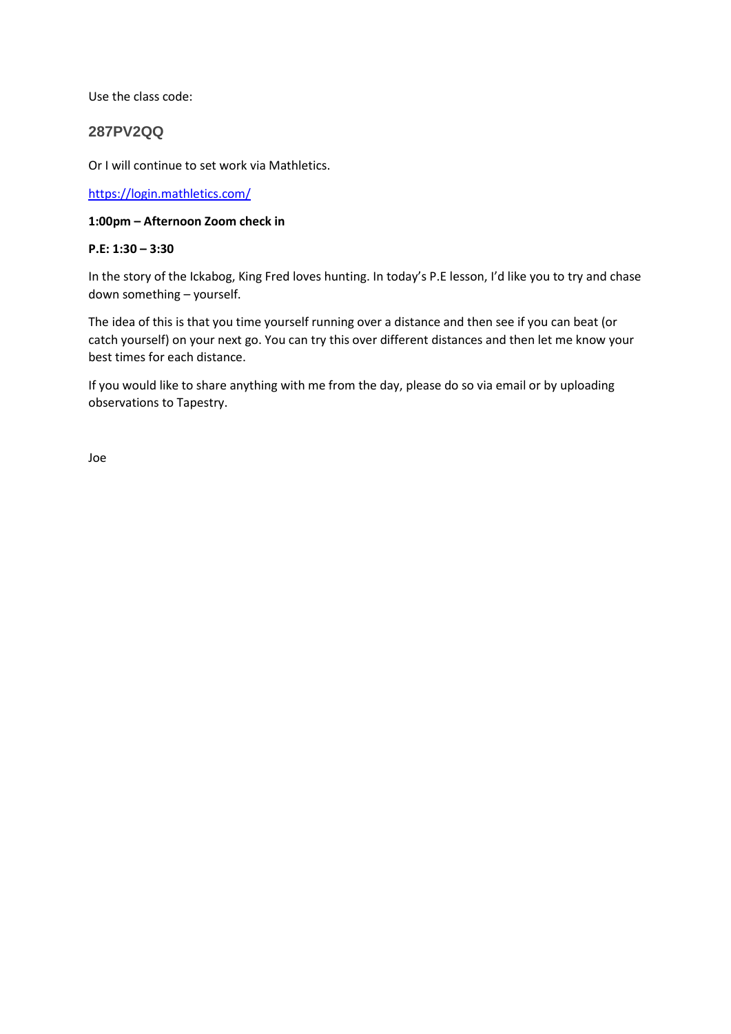Use the class code:

**287PV2QQ**

Or I will continue to set work via Mathletics.

[https://login.mathletics.com/](https://login.mathletics.com/)

**1:00pm – Afternoon Zoom check in**

**P.E: 1:30 – 3:30**

In the story of the Ickabog, King Fred loves hunting. In today's P.E lesson, I'd like you to try and chase down something – yourself.

The idea of this is that you time yourself running over a distance and then see if you can beat (or catch yourself) on your next go. You can try this over different distances and then let me know your best times for each distance.

If you would like to share anything with me from the day, please do so via email or by uploading observations to Tapestry.

Joe